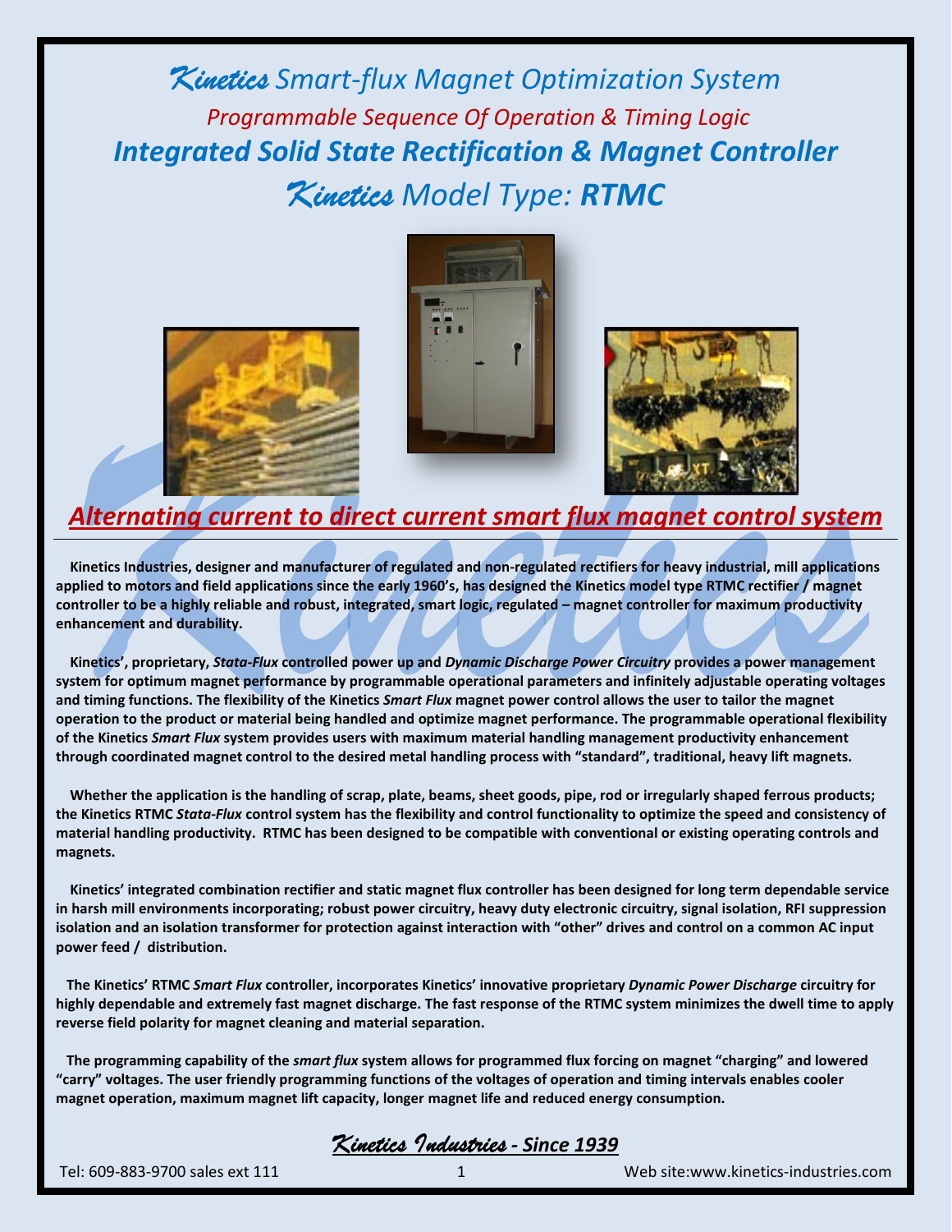# *Kinetics* Smart-flux Magnet Optimization System

*Programmable Sequence Of Operation & Timing Logic*

## *Integrated Solid State Rectification & Magnet Controller*

## *Kinetics* Model Type: ***RTMC***

## *Alternating current to direct current smart flux magnet control system*

**Kinetics Industries, designer and manufacturer of regulated and non-regulated rectifiers for heavy industrial, mill applications applied to motors and field applications since the early 1960's, has designed the Kinetics model type RTMC rectifier / magnet controller to be a highly reliable and robust, integrated, smart logic, regulated – magnet controller for maximum productivity enhancement and durability.**

**Kinetics', proprietary, *Stata-Flux* controlled power up and *Dynamic Discharge Power Circuitry* provides a power management system for optimum magnet performance by programmable operational parameters and infinitely adjustable operating voltages and timing functions. The flexibility of the Kinetics *Smart Flux* magnet power control allows the user to tailor the magnet operation to the product or material being handled and optimize magnet performance. The programmable operational flexibility of the Kinetics *Smart Flux* system provides users with maximum material handling management productivity enhancement through coordinated magnet control to the desired metal handling process with "standard", traditional, heavy lift magnets.**

**Whether the application is the handling of scrap, plate, beams, sheet goods, pipe, rod or irregularly shaped ferrous products; the Kinetics RTMC *Stata-Flux* control system has the flexibility and control functionality to optimize the speed and consistency of material handling productivity. RTMC has been designed to be compatible with conventional or existing operating controls and magnets.**

**Kinetics' integrated combination rectifier and static magnet flux controller has been designed for long term dependable service in harsh mill environments incorporating; robust power circuitry, heavy duty electronic circuitry, signal isolation, RFI suppression isolation and an isolation transformer for protection against interaction with "other" drives and control on a common AC input power feed / distribution.**

**The Kinetics' RTMC *Smart Flux* controller, incorporates Kinetics' innovative proprietary *Dynamic Power Discharge* circuitry for highly dependable and extremely fast magnet discharge. The fast response of the RTMC system minimizes the dwell time to apply reverse field polarity for magnet cleaning and material separation.**

**The programming capability of the *smart flux* system allows for programmed flux forcing on magnet "charging" and lowered "carry" voltages. The user friendly programming functions of the voltages of operation and timing intervals enables cooler magnet operation, maximum magnet lift capacity, longer magnet life and reduced energy consumption.**

*Kinetics Industries - Since 1939*

Tel: 609-883-9700 sales ext 111 Web site:www.kinetics-industries.com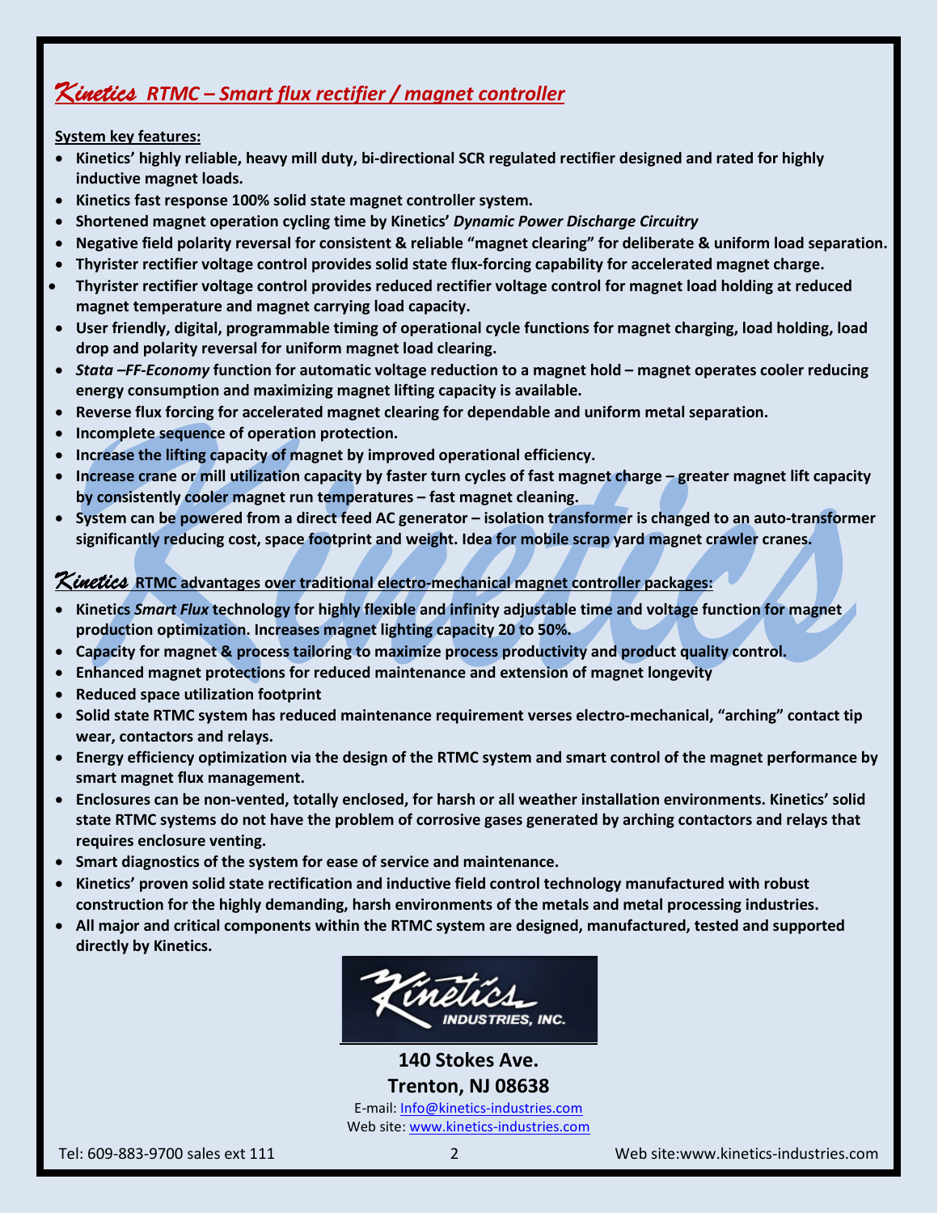# *Kinetics* RTMC – Smart flux rectifier / magnet controller

**System key features:**

- **Kinetics' highly reliable, heavy mill duty, bi-directional SCR regulated rectifier designed and rated for highly inductive magnet loads.**
- **Kinetics fast response 100% solid state magnet controller system.**
- **Shortened magnet operation cycling time by Kinetics' *Dynamic Power Discharge Circuitry***
- **Negative field polarity reversal for consistent & reliable "magnet clearing" for deliberate & uniform load separation.**
- **Thyrister rectifier voltage control provides solid state flux-forcing capability for accelerated magnet charge.**
- **Thyrister rectifier voltage control provides reduced rectifier voltage control for magnet load holding at reduced magnet temperature and magnet carrying load capacity.**
- **User friendly, digital, programmable timing of operational cycle functions for magnet charging, load holding, load drop and polarity reversal for uniform magnet load clearing.**
- ***Stata –FF-Economy* function for automatic voltage reduction to a magnet hold – magnet operates cooler reducing energy consumption and maximizing magnet lifting capacity is available.**
- **Reverse flux forcing for accelerated magnet clearing for dependable and uniform metal separation.**
- **Incomplete sequence of operation protection.**
- **Increase the lifting capacity of magnet by improved operational efficiency.**
- **Increase crane or mill utilization capacity by faster turn cycles of fast magnet charge – greater magnet lift capacity by consistently cooler magnet run temperatures – fast magnet cleaning.**
- **System can be powered from a direct feed AC generator – isolation transformer is changed to an auto-transformer significantly reducing cost, space footprint and weight. Idea for mobile scrap yard magnet crawler cranes.**

## *Kinetics* RTMC advantages over traditional electro-mechanical magnet controller packages:

- **Kinetics *Smart Flux* technology for highly flexible and infinity adjustable time and voltage function for magnet production optimization. Increases magnet lighting capacity 20 to 50%.**
- **Capacity for magnet & process tailoring to maximize process productivity and product quality control.**
- **Enhanced magnet protections for reduced maintenance and extension of magnet longevity**
- **Reduced space utilization footprint**
- **Solid state RTMC system has reduced maintenance requirement verses electro-mechanical, "arching" contact tip wear, contactors and relays.**
- **Energy efficiency optimization via the design of the RTMC system and smart control of the magnet performance by smart magnet flux management.**
- **Enclosures can be non-vented, totally enclosed, for harsh or all weather installation environments. Kinetics' solid state RTMC systems do not have the problem of corrosive gases generated by arching contactors and relays that requires enclosure venting.**
- **Smart diagnostics of the system for ease of service and maintenance.**
- **Kinetics' proven solid state rectification and inductive field control technology manufactured with robust construction for the highly demanding, harsh environments of the metals and metal processing industries.**
- **All major and critical components within the RTMC system are designed, manufactured, tested and supported directly by Kinetics.**

Kinetics INDUSTRIES, INC.

**140 Stokes Ave.**
**Trenton, NJ 08638**

E-mail: Info@kinetics-industries.com
Web site: www.kinetics-industries.com

Tel: 609-883-9700 sales ext 111

Web site:www.kinetics-industries.com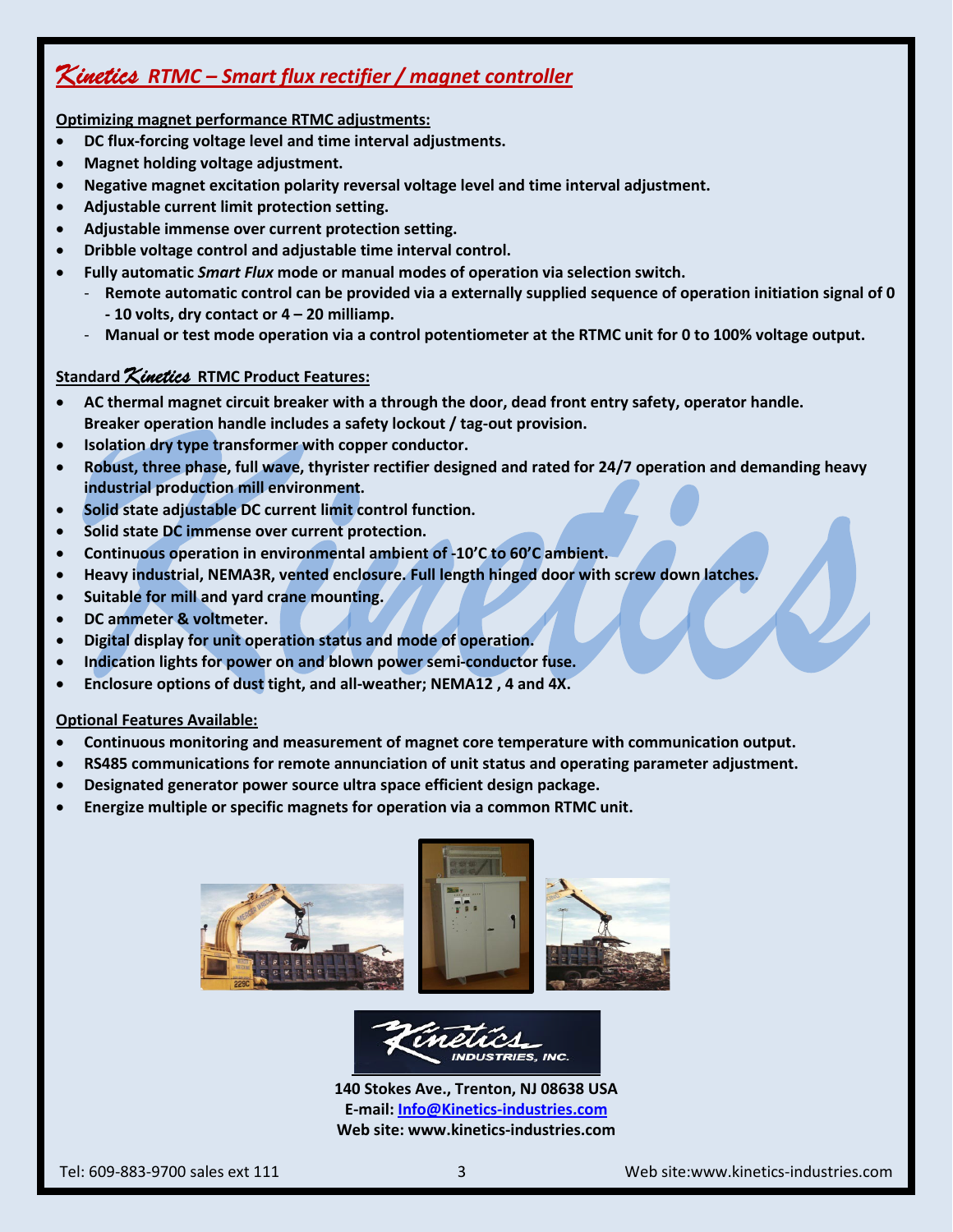# *Kinetics* RTMC – Smart flux rectifier / magnet controller

**Optimizing magnet performance RTMC adjustments:**

- **DC flux-forcing voltage level and time interval adjustments.**
- **Magnet holding voltage adjustment.**
- **Negative magnet excitation polarity reversal voltage level and time interval adjustment.**
- **Adjustable current limit protection setting.**
- **Adjustable immense over current protection setting.**
- **Dribble voltage control and adjustable time interval control.**
- **Fully automatic *Smart Flux* mode or manual modes of operation via selection switch.**
  - **Remote automatic control can be provided via a externally supplied sequence of operation initiation signal of 0 - 10 volts, dry contact or 4 – 20 milliamp.**
  - **Manual or test mode operation via a control potentiometer at the RTMC unit for 0 to 100% voltage output.**

**Standard *Kinetics* RTMC Product Features:**

- **AC thermal magnet circuit breaker with a through the door, dead front entry safety, operator handle. Breaker operation handle includes a safety lockout / tag-out provision.**
- **Isolation dry type transformer with copper conductor.**
- **Robust, three phase, full wave, thyrister rectifier designed and rated for 24/7 operation and demanding heavy industrial production mill environment.**
- **Solid state adjustable DC current limit control function.**
- **Solid state DC immense over current protection.**
- **Continuous operation in environmental ambient of -10'C to 60'C ambient.**
- **Heavy industrial, NEMA3R, vented enclosure. Full length hinged door with screw down latches.**
- **Suitable for mill and yard crane mounting.**
- **DC ammeter & voltmeter.**
- **Digital display for unit operation status and mode of operation.**
- **Indication lights for power on and blown power semi-conductor fuse.**
- **Enclosure options of dust tight, and all-weather; NEMA12 , 4 and 4X.**

**Optional Features Available:**

- **Continuous monitoring and measurement of magnet core temperature with communication output.**
- **RS485 communications for remote annunciation of unit status and operating parameter adjustment.**
- **Designated generator power source ultra space efficient design package.**
- **Energize multiple or specific magnets for operation via a common RTMC unit.**

*Kinetics* INDUSTRIES, INC.

**140 Stokes Ave., Trenton, NJ 08638 USA**
**E-mail: Info@Kinetics-industries.com**
**Web site: www.kinetics-industries.com**

Tel: 609-883-9700 sales ext 111